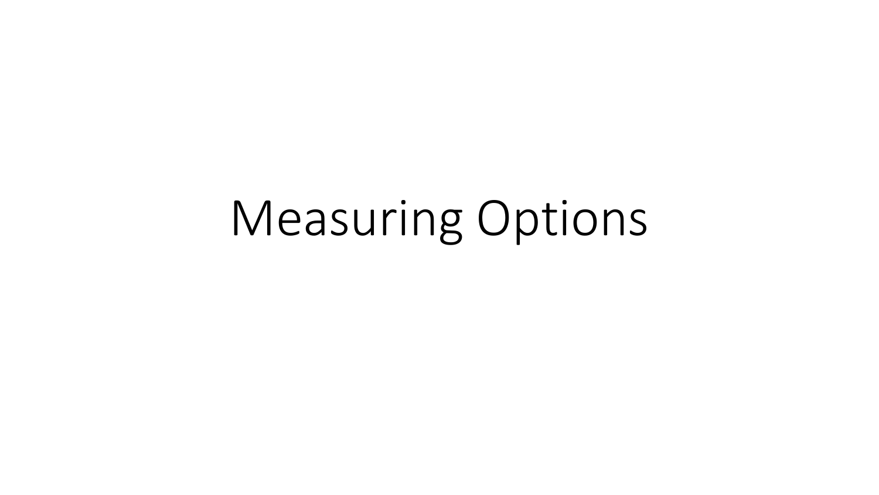# Measuring Options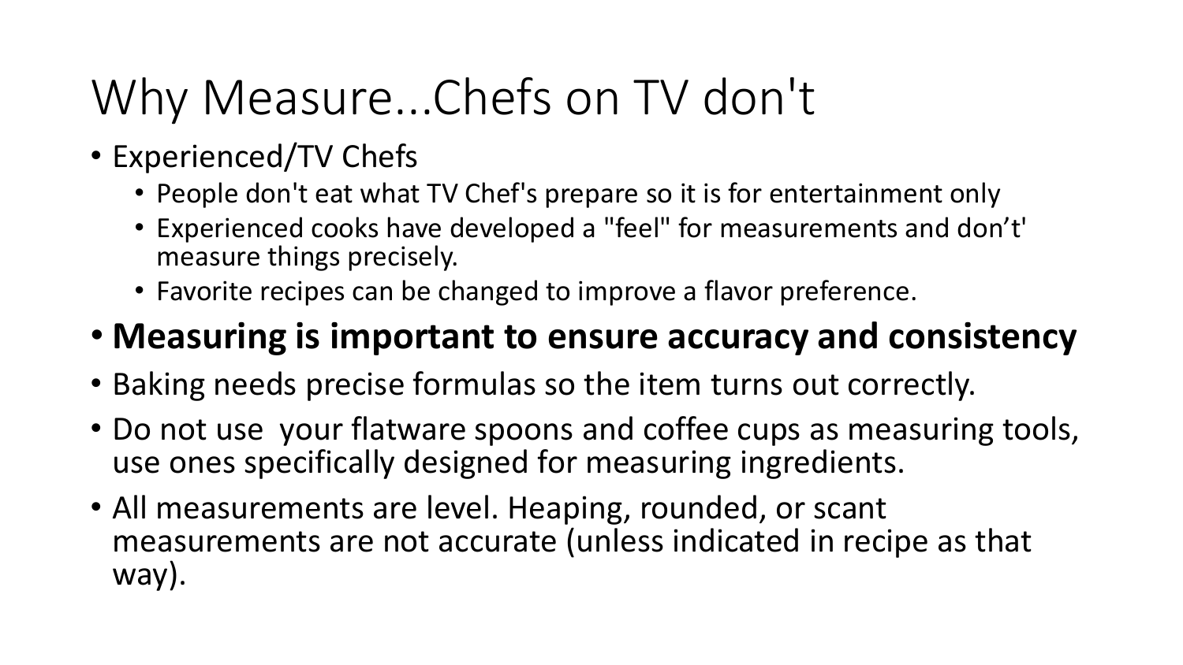# Why Measure...Chefs on TV don't

- Experienced/TV Chefs
  - People don't eat what TV Chef's prepare so it is for entertainment only
  - Experienced cooks have developed a "feel" for measurements and don't' measure things precisely.
  - Favorite recipes can be changed to improve a flavor preference.
- **Measuring is important to ensure accuracy and consistency**
- Baking needs precise formulas so the item turns out correctly.
- Do not use your flatware spoons and coffee cups as measuring tools, use ones specifically designed for measuring ingredients.
- All measurements are level. Heaping, rounded, or scant measurements are not accurate (unless indicated in recipe as that way).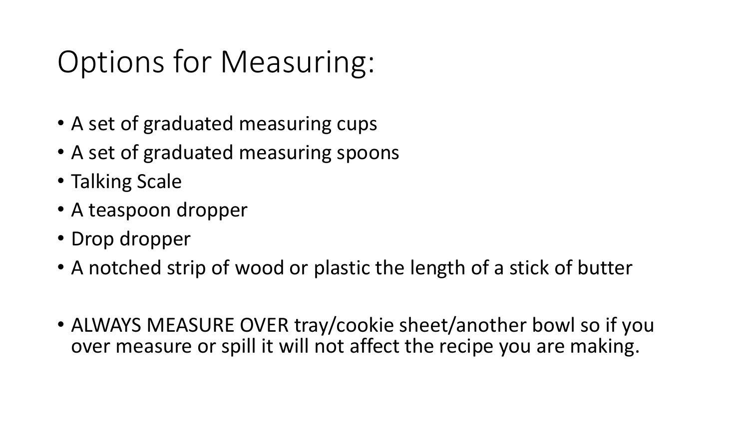# Options for Measuring:

- A set of graduated measuring cups
- A set of graduated measuring spoons
- Talking Scale
- A teaspoon dropper
- Drop dropper
- A notched strip of wood or plastic the length of a stick of butter

- ALWAYS MEASURE OVER tray/cookie sheet/another bowl so if you over measure or spill it will not affect the recipe you are making.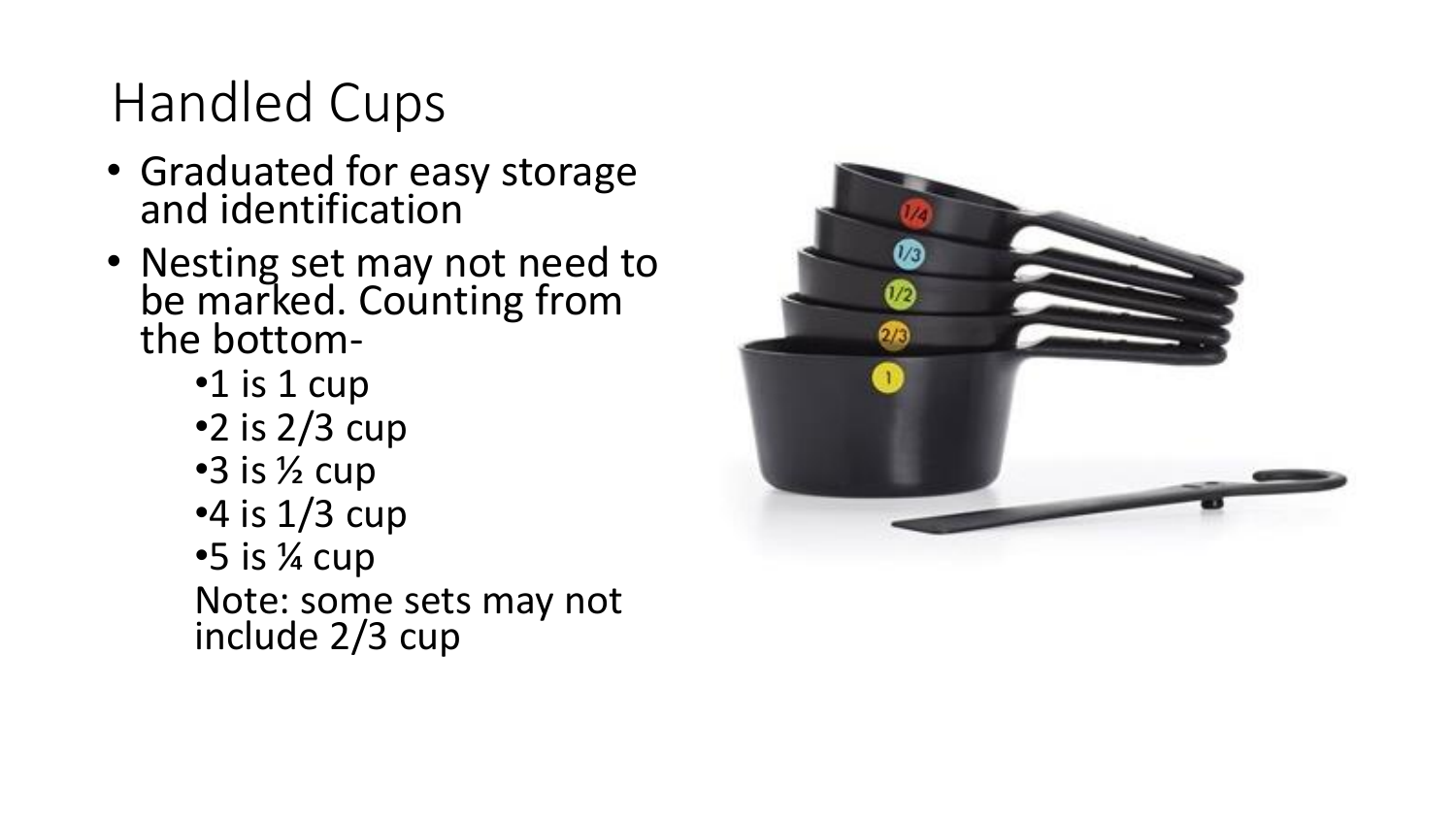# Handled Cups

- Graduated for easy storage and identification
- Nesting set may not need to be marked. Counting from the bottom-
  - 1 is 1 cup
  - 2 is 2/3 cup
  - 3 is ½ cup
  - 4 is 1/3 cup
  - 5 is ¼ cup

  Note: some sets may not include 2/3 cup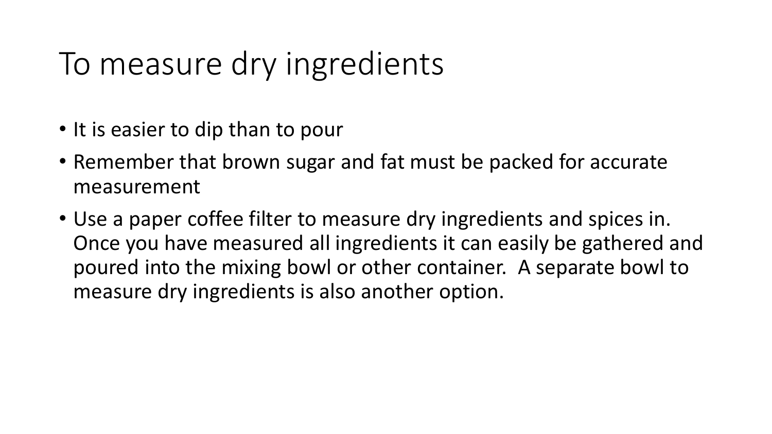# To measure dry ingredients

- It is easier to dip than to pour
- Remember that brown sugar and fat must be packed for accurate measurement
- Use a paper coffee filter to measure dry ingredients and spices in. Once you have measured all ingredients it can easily be gathered and poured into the mixing bowl or other container. A separate bowl to measure dry ingredients is also another option.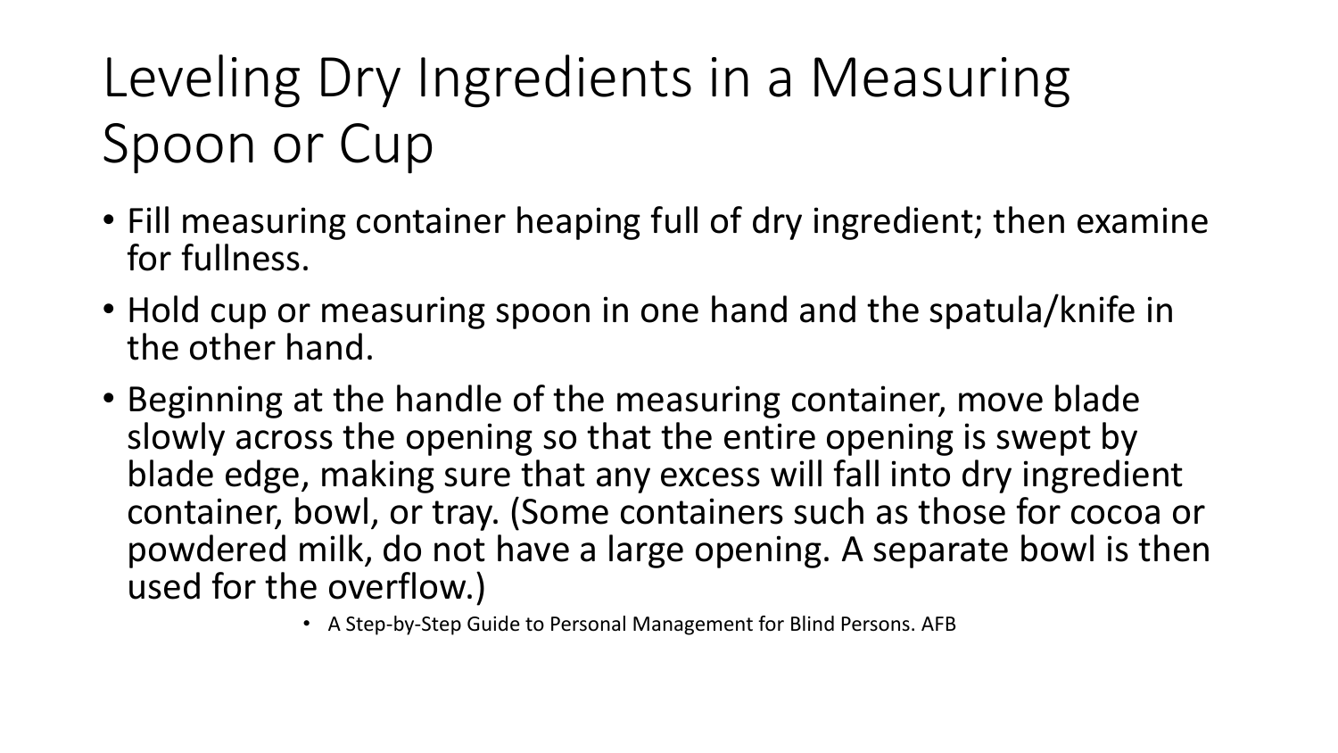# Leveling Dry Ingredients in a Measuring Spoon or Cup

- Fill measuring container heaping full of dry ingredient; then examine for fullness.
- Hold cup or measuring spoon in one hand and the spatula/knife in the other hand.
- Beginning at the handle of the measuring container, move blade slowly across the opening so that the entire opening is swept by blade edge, making sure that any excess will fall into dry ingredient container, bowl, or tray. (Some containers such as those for cocoa or powdered milk, do not have a large opening. A separate bowl is then used for the overflow.)
    - A Step-by-Step Guide to Personal Management for Blind Persons. AFB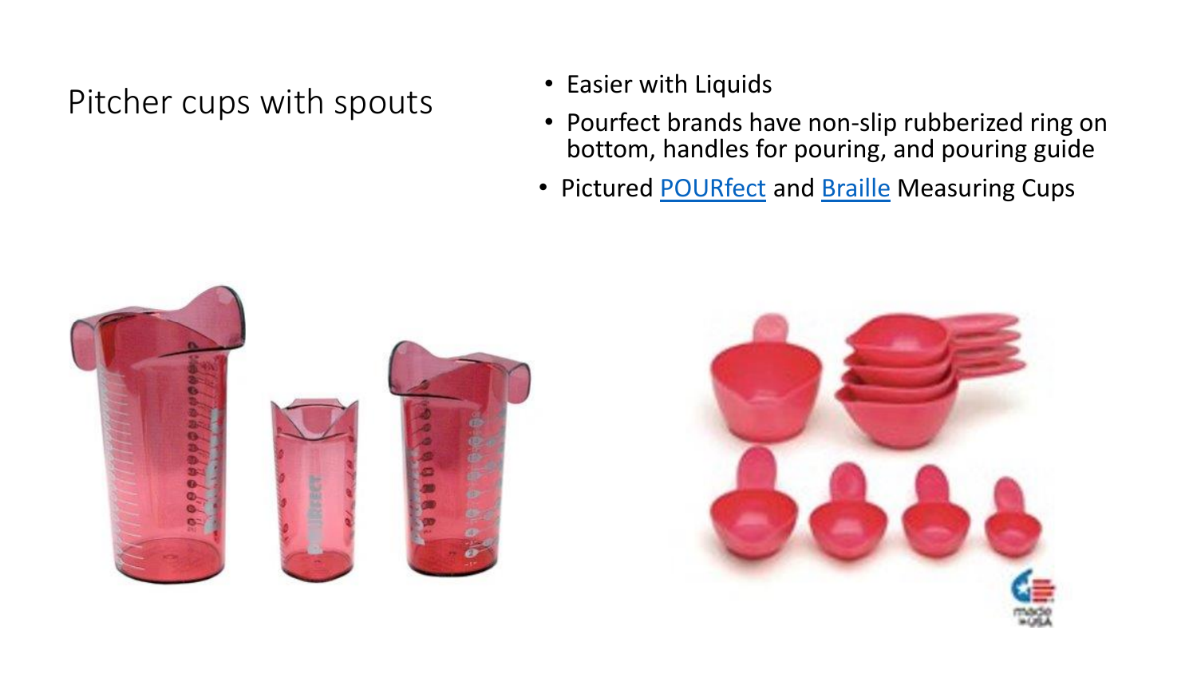# Pitcher cups with spouts

- Easier with Liquids
- Pourfect brands have non-slip rubberized ring on bottom, handles for pouring, and pouring guide
- Pictured [POURfect]() and [Braille]() Measuring Cups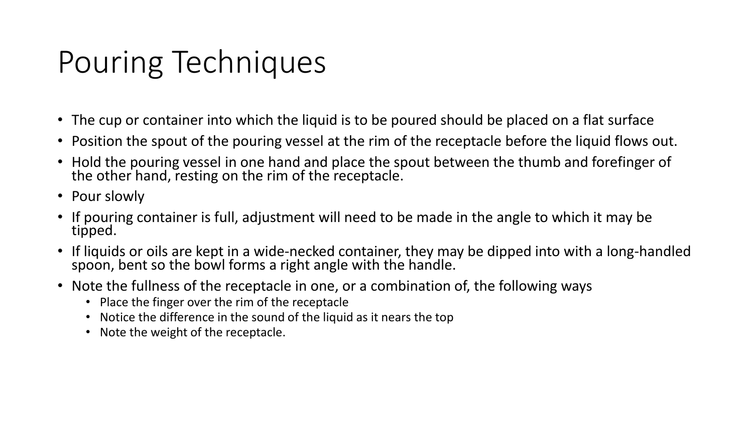# Pouring Techniques

- The cup or container into which the liquid is to be poured should be placed on a flat surface
- Position the spout of the pouring vessel at the rim of the receptacle before the liquid flows out.
- Hold the pouring vessel in one hand and place the spout between the thumb and forefinger of the other hand, resting on the rim of the receptacle.
- Pour slowly
- If pouring container is full, adjustment will need to be made in the angle to which it may be tipped.
- If liquids or oils are kept in a wide-necked container, they may be dipped into with a long-handled spoon, bent so the bowl forms a right angle with the handle.
- Note the fullness of the receptacle in one, or a combination of, the following ways
  - Place the finger over the rim of the receptacle
  - Notice the difference in the sound of the liquid as it nears the top
  - Note the weight of the receptacle.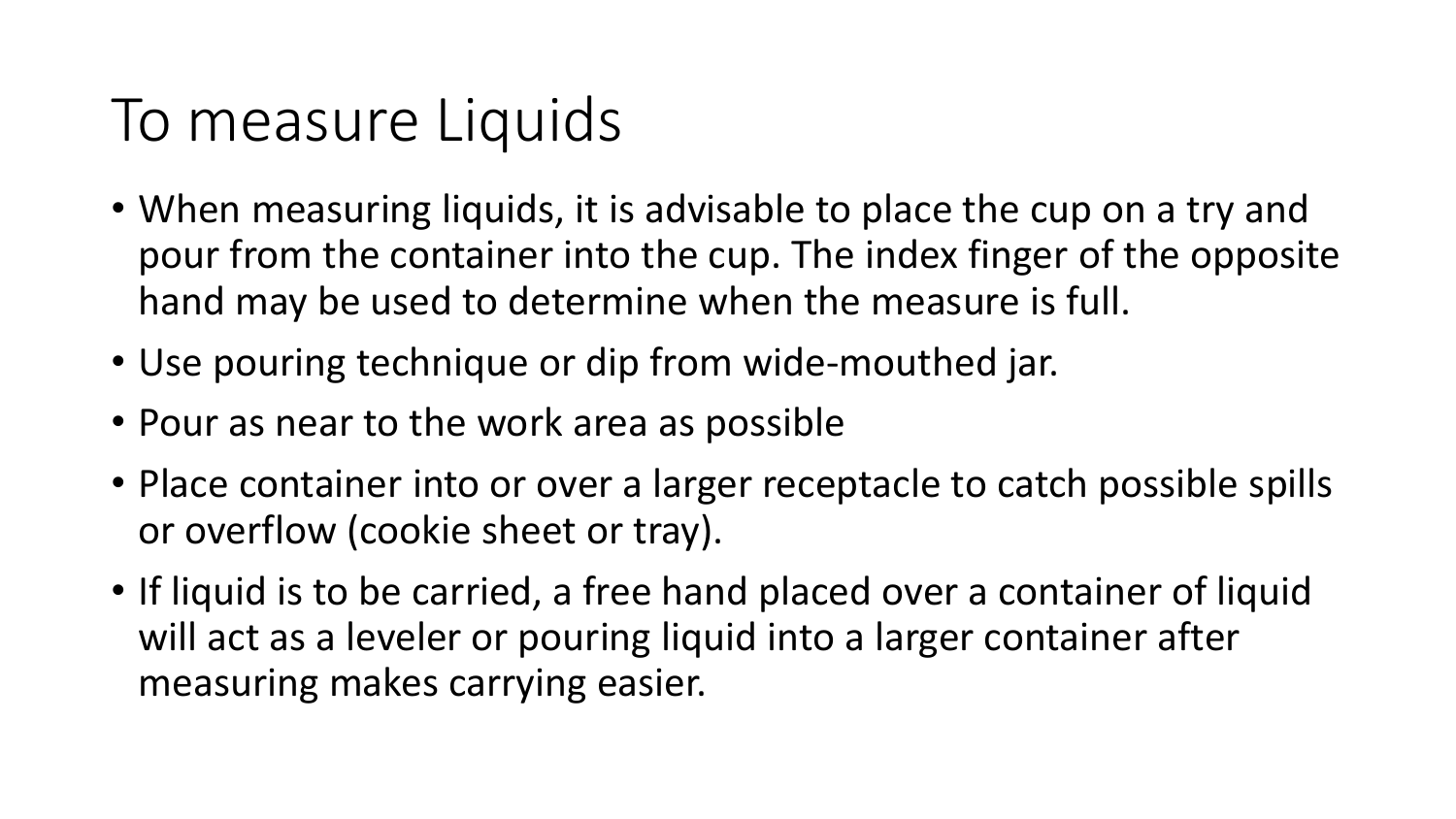# To measure Liquids

- When measuring liquids, it is advisable to place the cup on a try and pour from the container into the cup. The index finger of the opposite hand may be used to determine when the measure is full.
- Use pouring technique or dip from wide-mouthed jar.
- Pour as near to the work area as possible
- Place container into or over a larger receptacle to catch possible spills or overflow (cookie sheet or tray).
- If liquid is to be carried, a free hand placed over a container of liquid will act as a leveler or pouring liquid into a larger container after measuring makes carrying easier.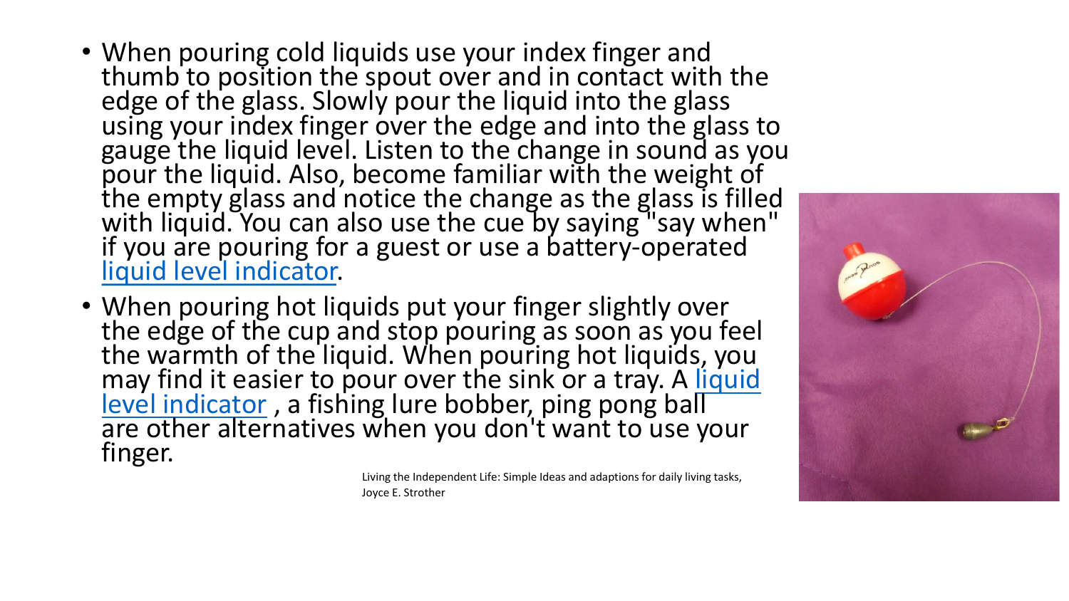- When pouring cold liquids use your index finger and thumb to position the spout over and in contact with the edge of the glass. Slowly pour the liquid into the glass using your index finger over the edge and into the glass to gauge the liquid level. Listen to the change in sound as you pour the liquid. Also, become familiar with the weight of the empty glass and notice the change as the glass is filled with liquid. You can also use the cue by saying "say when" if you are pouring for a guest or use a battery-operated liquid level indicator.
- When pouring hot liquids put your finger slightly over the edge of the cup and stop pouring as soon as you feel the warmth of the liquid. When pouring hot liquids, you may find it easier to pour over the sink or a tray. A liquid level indicator , a fishing lure bobber, ping pong ball are other alternatives when you don't want to use your finger.

Living the Independent Life: Simple Ideas and adaptions for daily living tasks, Joyce E. Strother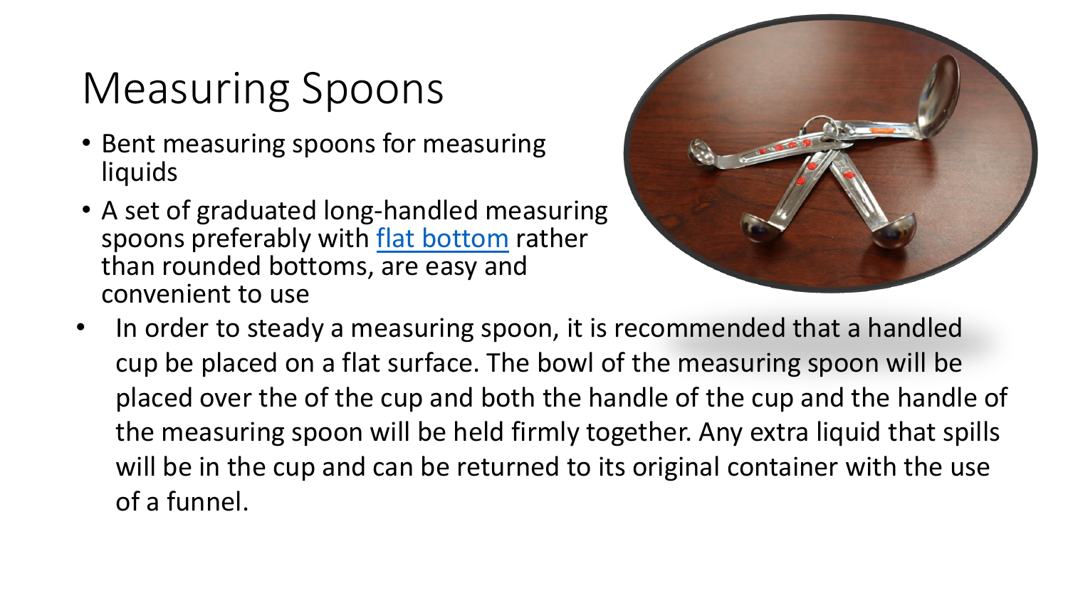# Measuring Spoons

- Bent measuring spoons for measuring liquids
- A set of graduated long-handled measuring spoons preferably with flat bottom rather than rounded bottoms, are easy and convenient to use
- In order to steady a measuring spoon, it is recommended that a handled cup be placed on a flat surface. The bowl of the measuring spoon will be placed over the of the cup and both the handle of the cup and the handle of the measuring spoon will be held firmly together. Any extra liquid that spills will be in the cup and can be returned to its original container with the use of a funnel.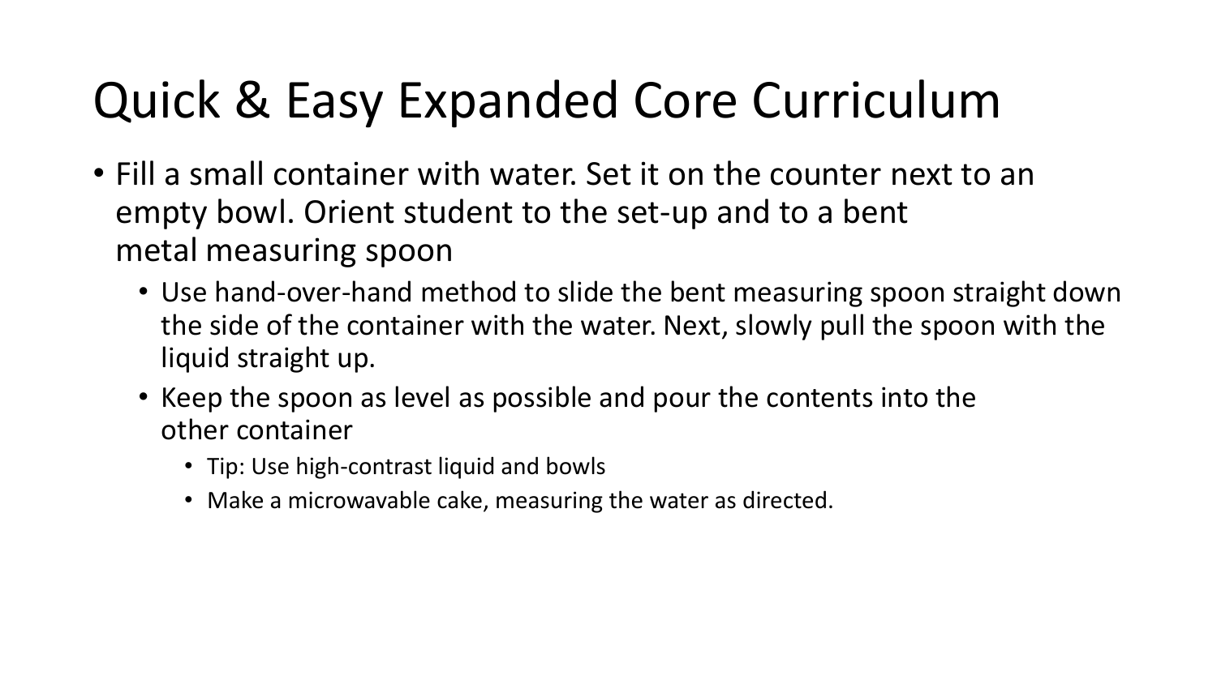# Quick & Easy Expanded Core Curriculum

- Fill a small container with water. Set it on the counter next to an empty bowl. Orient student to the set-up and to a bent metal measuring spoon
  - Use hand-over-hand method to slide the bent measuring spoon straight down the side of the container with the water. Next, slowly pull the spoon with the liquid straight up.
  - Keep the spoon as level as possible and pour the contents into the other container
    - Tip: Use high-contrast liquid and bowls
    - Make a microwavable cake, measuring the water as directed.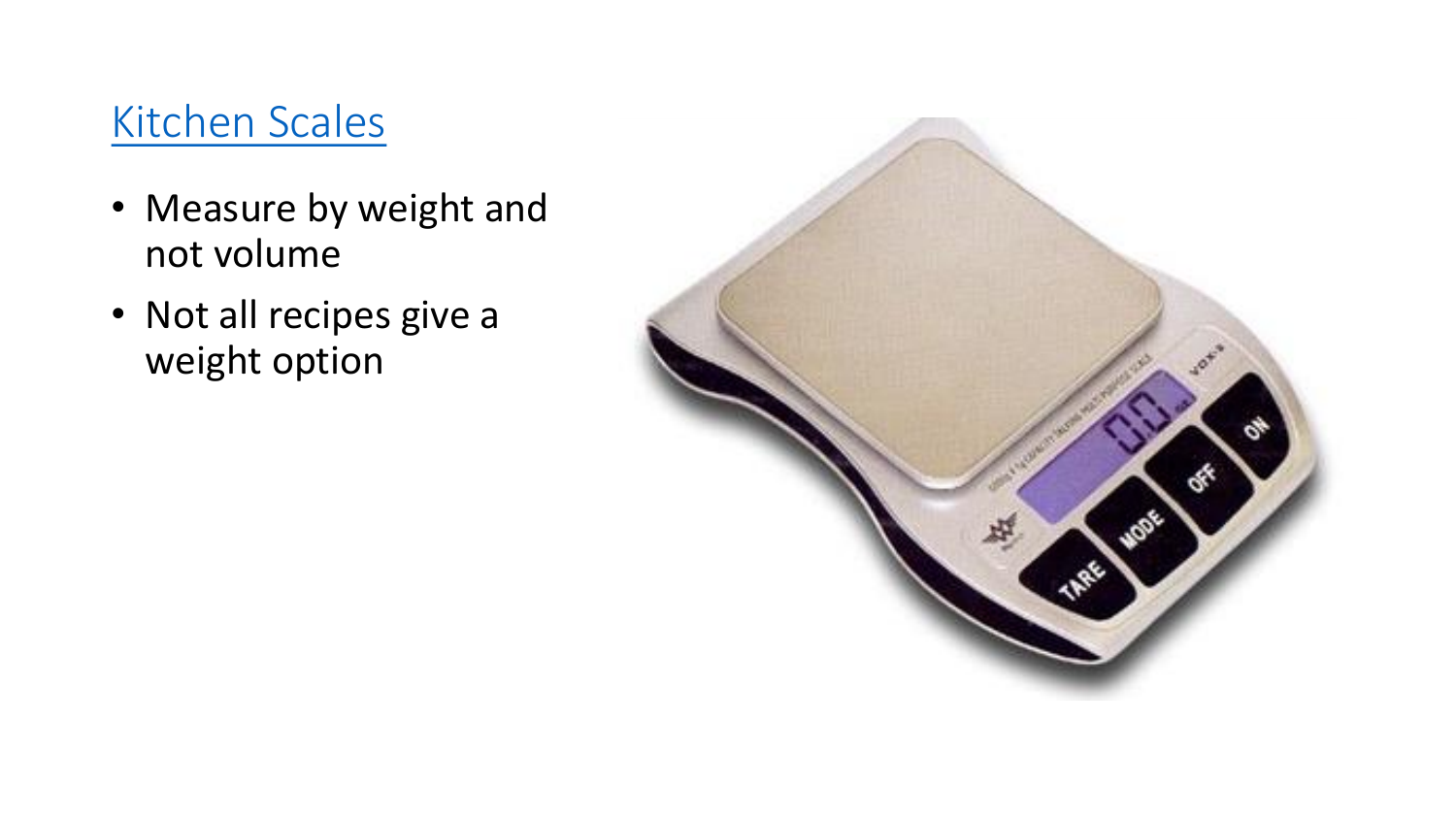# [Kitchen Scales]

- Measure by weight and not volume
- Not all recipes give a weight option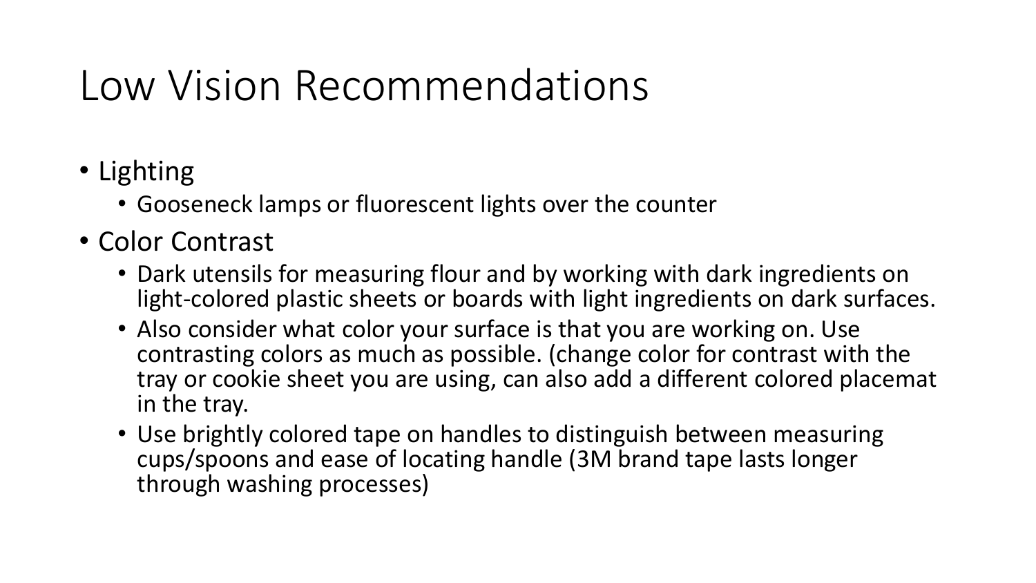# Low Vision Recommendations

- Lighting
  - Gooseneck lamps or fluorescent lights over the counter
- Color Contrast
  - Dark utensils for measuring flour and by working with dark ingredients on light-colored plastic sheets or boards with light ingredients on dark surfaces.
  - Also consider what color your surface is that you are working on. Use contrasting colors as much as possible. (change color for contrast with the tray or cookie sheet you are using, can also add a different colored placemat in the tray.
  - Use brightly colored tape on handles to distinguish between measuring cups/spoons and ease of locating handle (3M brand tape lasts longer through washing processes)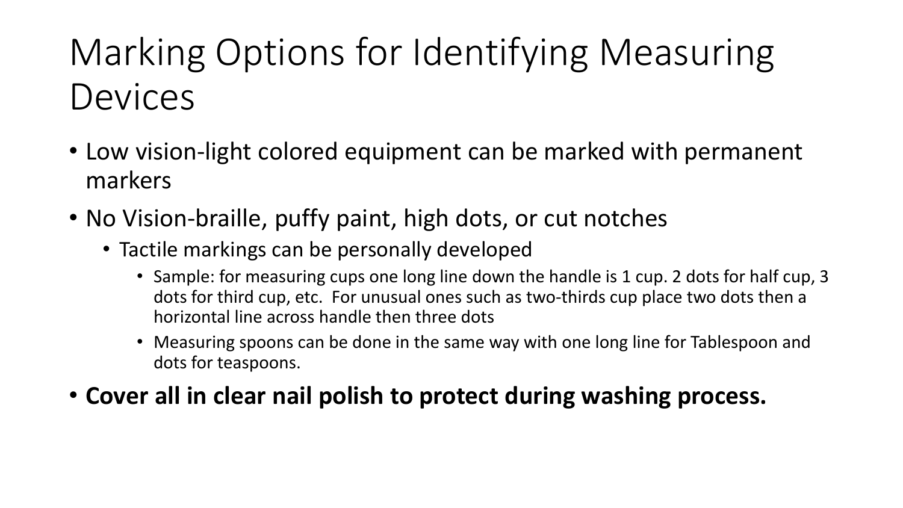# Marking Options for Identifying Measuring Devices

- Low vision-light colored equipment can be marked with permanent markers
- No Vision-braille, puffy paint, high dots, or cut notches
  - Tactile markings can be personally developed
    - Sample: for measuring cups one long line down the handle is 1 cup. 2 dots for half cup, 3 dots for third cup, etc.  For unusual ones such as two-thirds cup place two dots then a horizontal line across handle then three dots
    - Measuring spoons can be done in the same way with one long line for Tablespoon and dots for teaspoons.
- **Cover all in clear nail polish to protect during washing process.**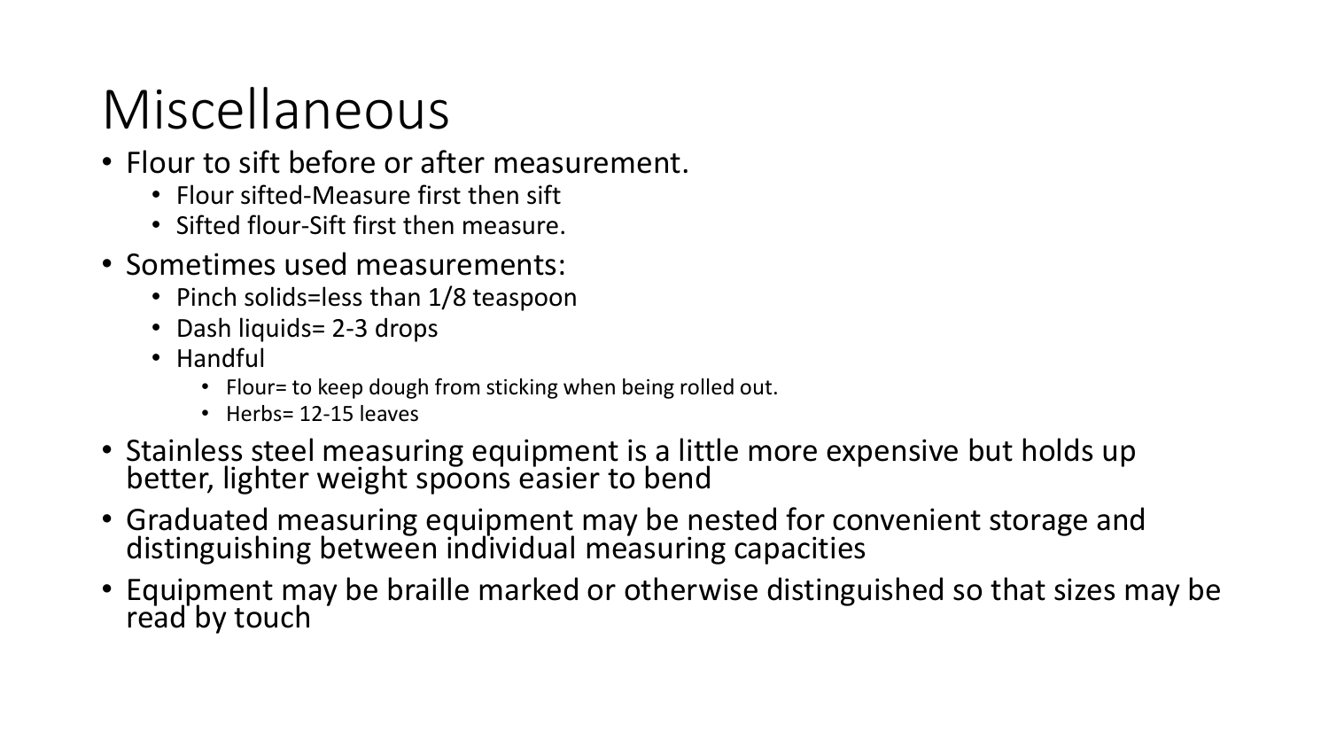# Miscellaneous

- Flour to sift before or after measurement.
  - Flour sifted-Measure first then sift
  - Sifted flour-Sift first then measure.
- Sometimes used measurements:
  - Pinch solids=less than 1/8 teaspoon
  - Dash liquids= 2-3 drops
  - Handful
    - Flour= to keep dough from sticking when being rolled out.
    - Herbs= 12-15 leaves
- Stainless steel measuring equipment is a little more expensive but holds up better, lighter weight spoons easier to bend
- Graduated measuring equipment may be nested for convenient storage and distinguishing between individual measuring capacities
- Equipment may be braille marked or otherwise distinguished so that sizes may be read by touch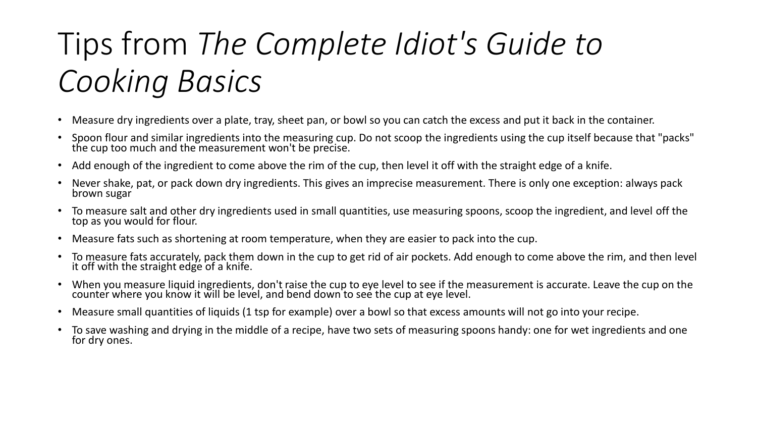# Tips from *The Complete Idiot's Guide to Cooking Basics*

- Measure dry ingredients over a plate, tray, sheet pan, or bowl so you can catch the excess and put it back in the container.
- Spoon flour and similar ingredients into the measuring cup. Do not scoop the ingredients using the cup itself because that "packs" the cup too much and the measurement won't be precise.
- Add enough of the ingredient to come above the rim of the cup, then level it off with the straight edge of a knife.
- Never shake, pat, or pack down dry ingredients. This gives an imprecise measurement. There is only one exception: always pack brown sugar
- To measure salt and other dry ingredients used in small quantities, use measuring spoons, scoop the ingredient, and level off the top as you would for flour.
- Measure fats such as shortening at room temperature, when they are easier to pack into the cup.
- To measure fats accurately, pack them down in the cup to get rid of air pockets. Add enough to come above the rim, and then level it off with the straight edge of a knife.
- When you measure liquid ingredients, don't raise the cup to eye level to see if the measurement is accurate. Leave the cup on the counter where you know it will be level, and bend down to see the cup at eye level.
- Measure small quantities of liquids (1 tsp for example) over a bowl so that excess amounts will not go into your recipe.
- To save washing and drying in the middle of a recipe, have two sets of measuring spoons handy: one for wet ingredients and one for dry ones.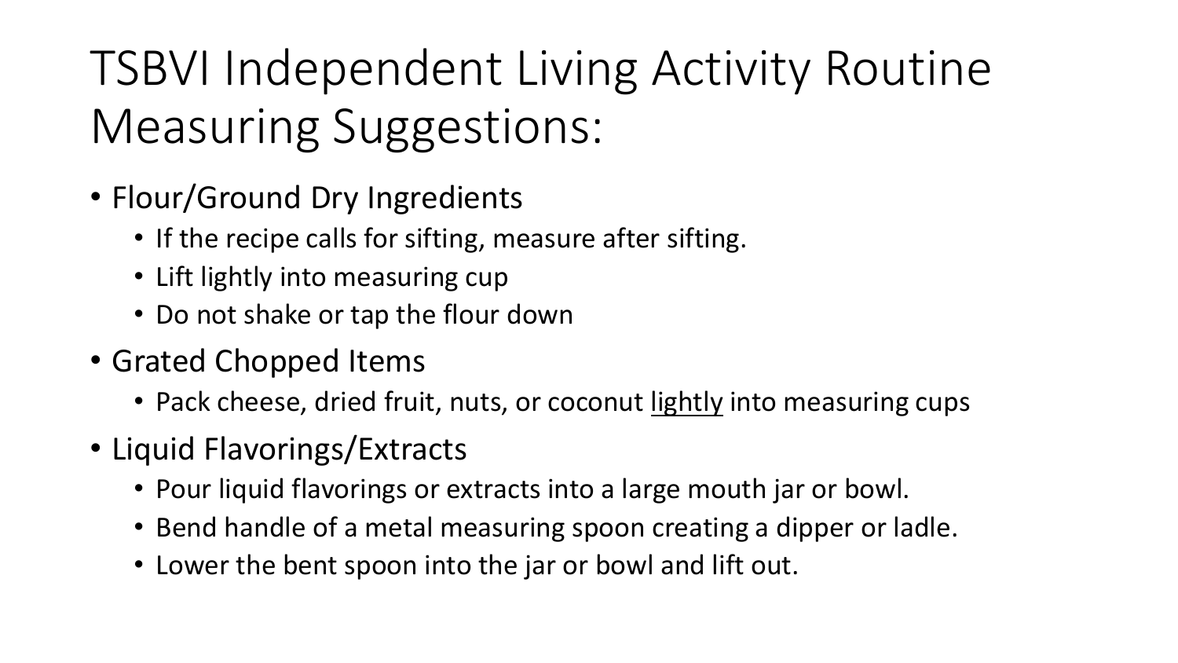# TSBVI Independent Living Activity Routine Measuring Suggestions:

- Flour/Ground Dry Ingredients
  - If the recipe calls for sifting, measure after sifting.
  - Lift lightly into measuring cup
  - Do not shake or tap the flour down
- Grated Chopped Items
  - Pack cheese, dried fruit, nuts, or coconut <u>lightly</u> into measuring cups
- Liquid Flavorings/Extracts
  - Pour liquid flavorings or extracts into a large mouth jar or bowl.
  - Bend handle of a metal measuring spoon creating a dipper or ladle.
  - Lower the bent spoon into the jar or bowl and lift out.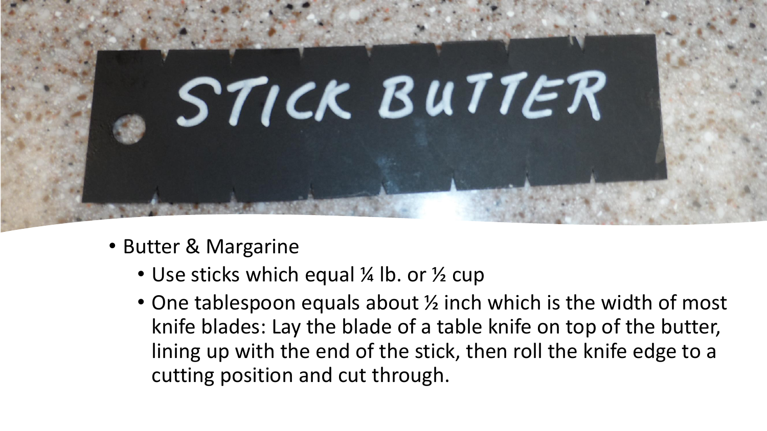- Butter & Margarine
  - Use sticks which equal ¼ lb. or ½ cup
  - One tablespoon equals about ½ inch which is the width of most knife blades: Lay the blade of a table knife on top of the butter, lining up with the end of the stick, then roll the knife edge to a cutting position and cut through.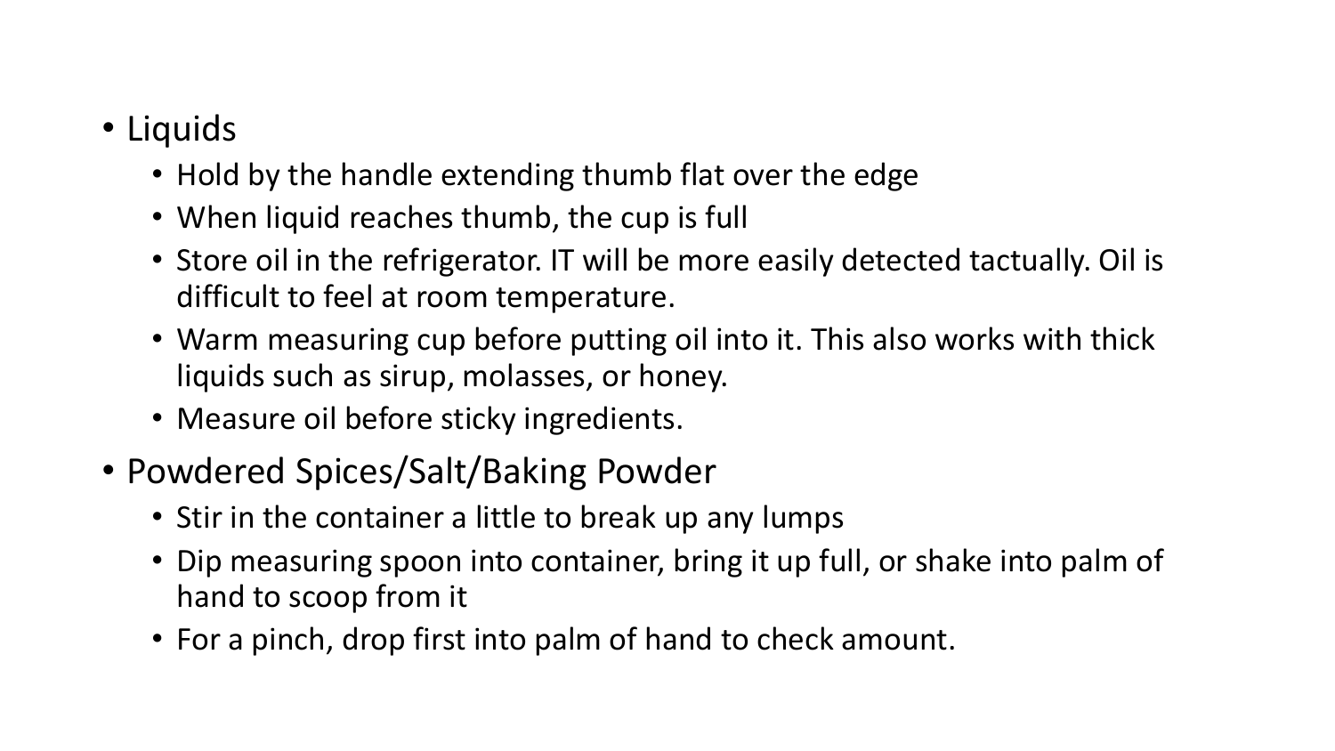- Liquids
  - Hold by the handle extending thumb flat over the edge
  - When liquid reaches thumb, the cup is full
  - Store oil in the refrigerator. IT will be more easily detected tactually. Oil is difficult to feel at room temperature.
  - Warm measuring cup before putting oil into it. This also works with thick liquids such as sirup, molasses, or honey.
  - Measure oil before sticky ingredients.
- Powdered Spices/Salt/Baking Powder
  - Stir in the container a little to break up any lumps
  - Dip measuring spoon into container, bring it up full, or shake into palm of hand to scoop from it
  - For a pinch, drop first into palm of hand to check amount.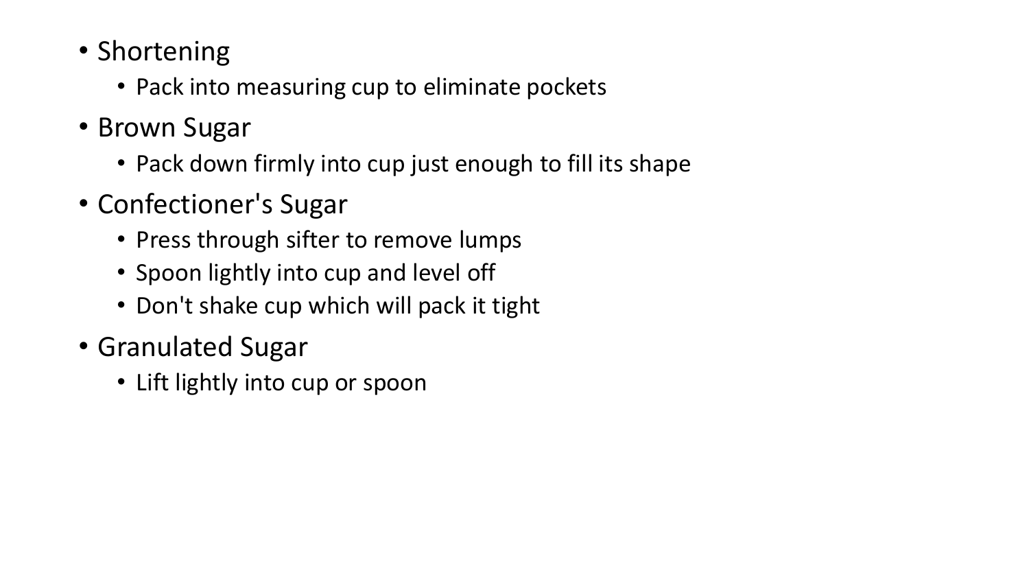- Shortening
  - Pack into measuring cup to eliminate pockets
- Brown Sugar
  - Pack down firmly into cup just enough to fill its shape
- Confectioner's Sugar
  - Press through sifter to remove lumps
  - Spoon lightly into cup and level off
  - Don't shake cup which will pack it tight
- Granulated Sugar
  - Lift lightly into cup or spoon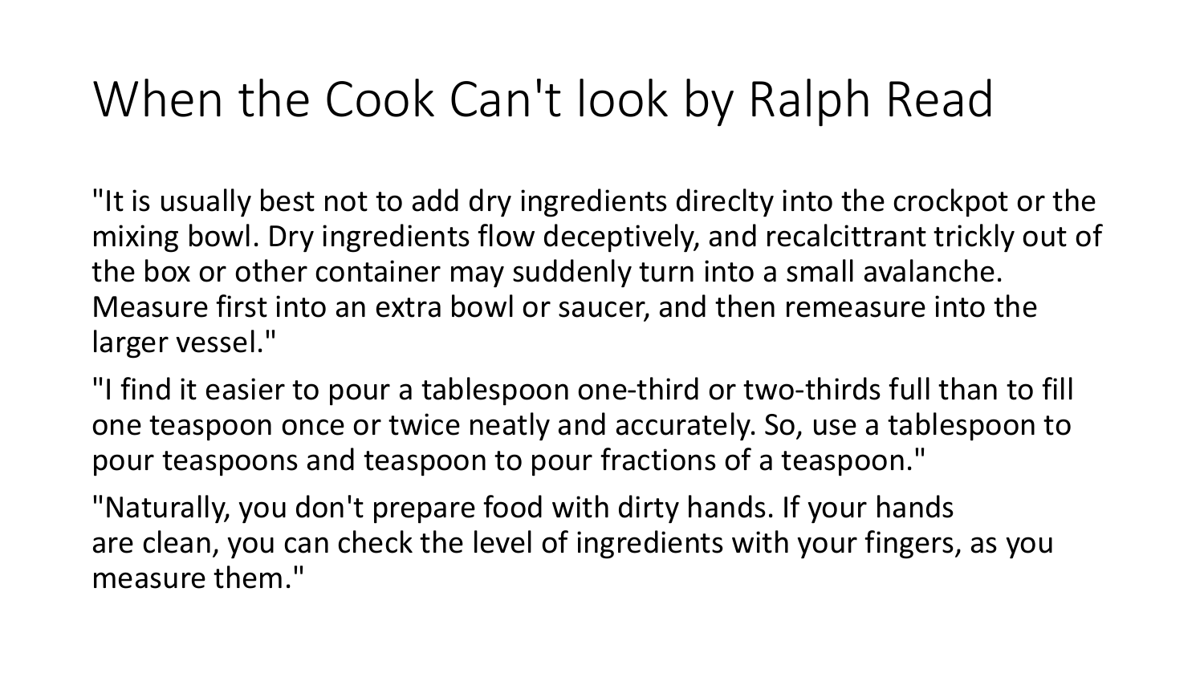# When the Cook Can't look by Ralph Read

"It is usually best not to add dry ingredients direclty into the crockpot or the mixing bowl. Dry ingredients flow deceptively, and recalcittrant trickly out of the box or other container may suddenly turn into a small avalanche. Measure first into an extra bowl or saucer, and then remeasure into the larger vessel."

"I find it easier to pour a tablespoon one-third or two-thirds full than to fill one teaspoon once or twice neatly and accurately. So, use a tablespoon to pour teaspoons and teaspoon to pour fractions of a teaspoon."

"Naturally, you don't prepare food with dirty hands. If your hands are clean, you can check the level of ingredients with your fingers, as you measure them."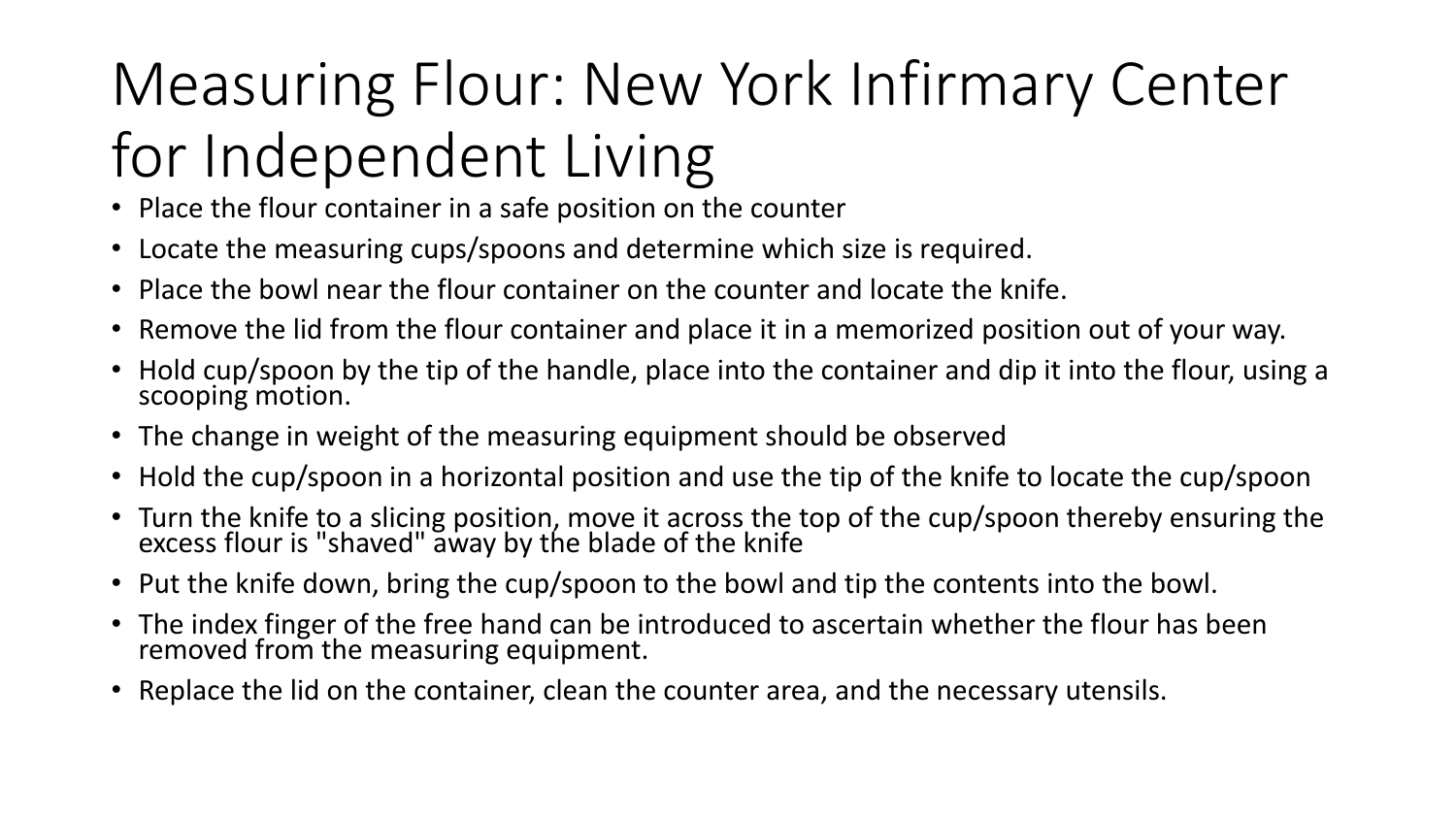# Measuring Flour: New York Infirmary Center for Independent Living

- Place the flour container in a safe position on the counter
- Locate the measuring cups/spoons and determine which size is required.
- Place the bowl near the flour container on the counter and locate the knife.
- Remove the lid from the flour container and place it in a memorized position out of your way.
- Hold cup/spoon by the tip of the handle, place into the container and dip it into the flour, using a scooping motion.
- The change in weight of the measuring equipment should be observed
- Hold the cup/spoon in a horizontal position and use the tip of the knife to locate the cup/spoon
- Turn the knife to a slicing position, move it across the top of the cup/spoon thereby ensuring the excess flour is "shaved" away by the blade of the knife
- Put the knife down, bring the cup/spoon to the bowl and tip the contents into the bowl.
- The index finger of the free hand can be introduced to ascertain whether the flour has been removed from the measuring equipment.
- Replace the lid on the container, clean the counter area, and the necessary utensils.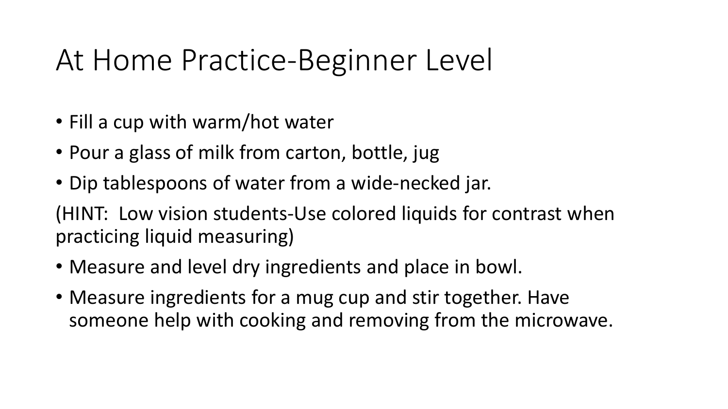# At Home Practice-Beginner Level

- Fill a cup with warm/hot water
- Pour a glass of milk from carton, bottle, jug
- Dip tablespoons of water from a wide-necked jar.

(HINT: Low vision students-Use colored liquids for contrast when practicing liquid measuring)

- Measure and level dry ingredients and place in bowl.
- Measure ingredients for a mug cup and stir together. Have someone help with cooking and removing from the microwave.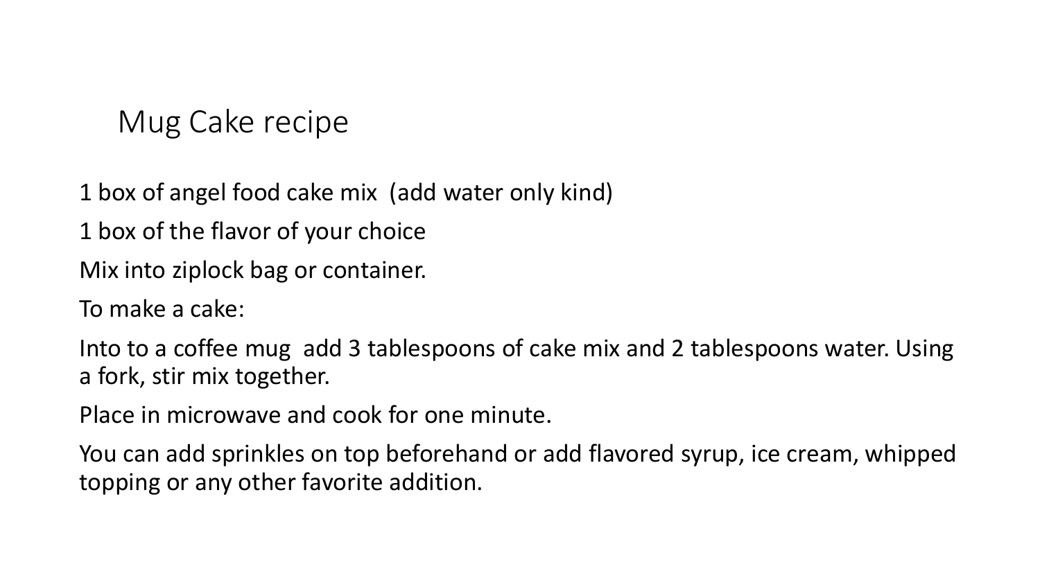# Mug Cake recipe

1 box of angel food cake mix (add water only kind)

1 box of the flavor of your choice

Mix into ziplock bag or container.

To make a cake:

Into to a coffee mug add 3 tablespoons of cake mix and 2 tablespoons water. Using a fork, stir mix together.

Place in microwave and cook for one minute.

You can add sprinkles on top beforehand or add flavored syrup, ice cream, whipped topping or any other favorite addition.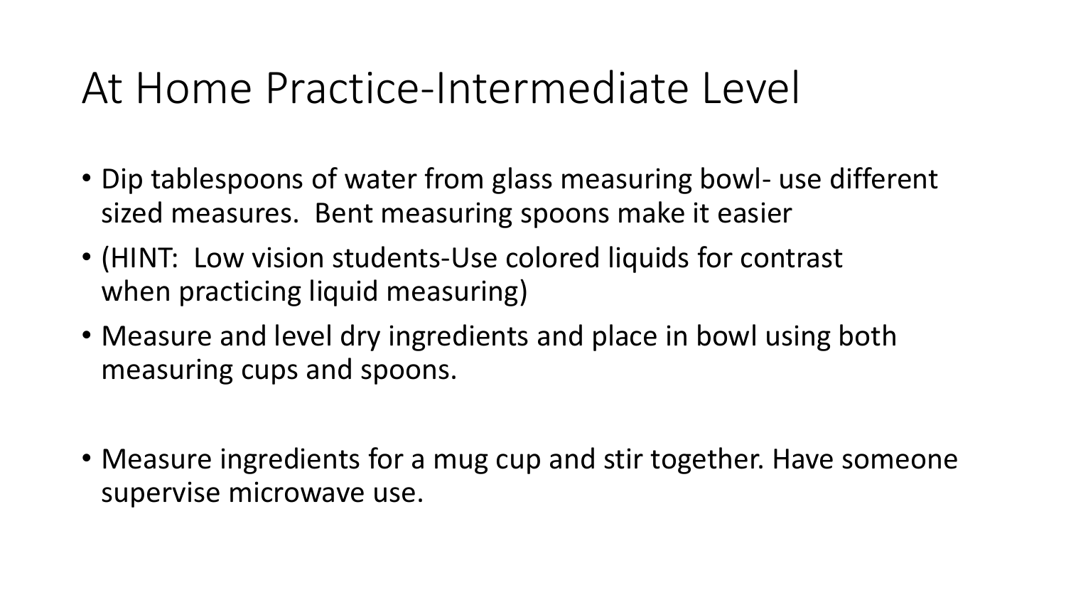# At Home Practice-Intermediate Level

- Dip tablespoons of water from glass measuring bowl- use different sized measures. Bent measuring spoons make it easier
- (HINT: Low vision students-Use colored liquids for contrast when practicing liquid measuring)
- Measure and level dry ingredients and place in bowl using both measuring cups and spoons.
- Measure ingredients for a mug cup and stir together. Have someone supervise microwave use.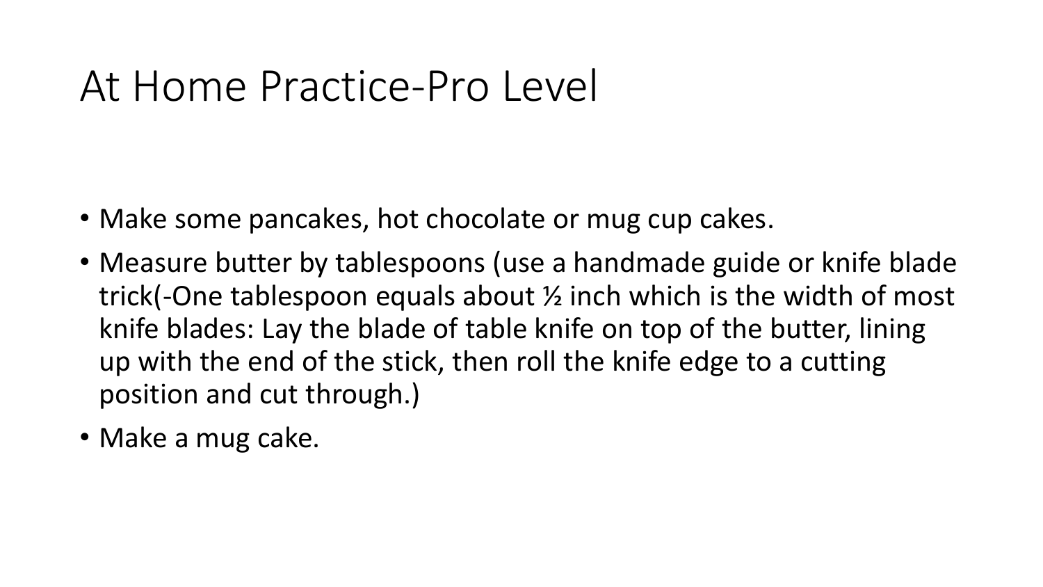# At Home Practice-Pro Level

- Make some pancakes, hot chocolate or mug cup cakes.
- Measure butter by tablespoons (use a handmade guide or knife blade trick(-One tablespoon equals about ½ inch which is the width of most knife blades: Lay the blade of table knife on top of the butter, lining up with the end of the stick, then roll the knife edge to a cutting position and cut through.)
- Make a mug cake.